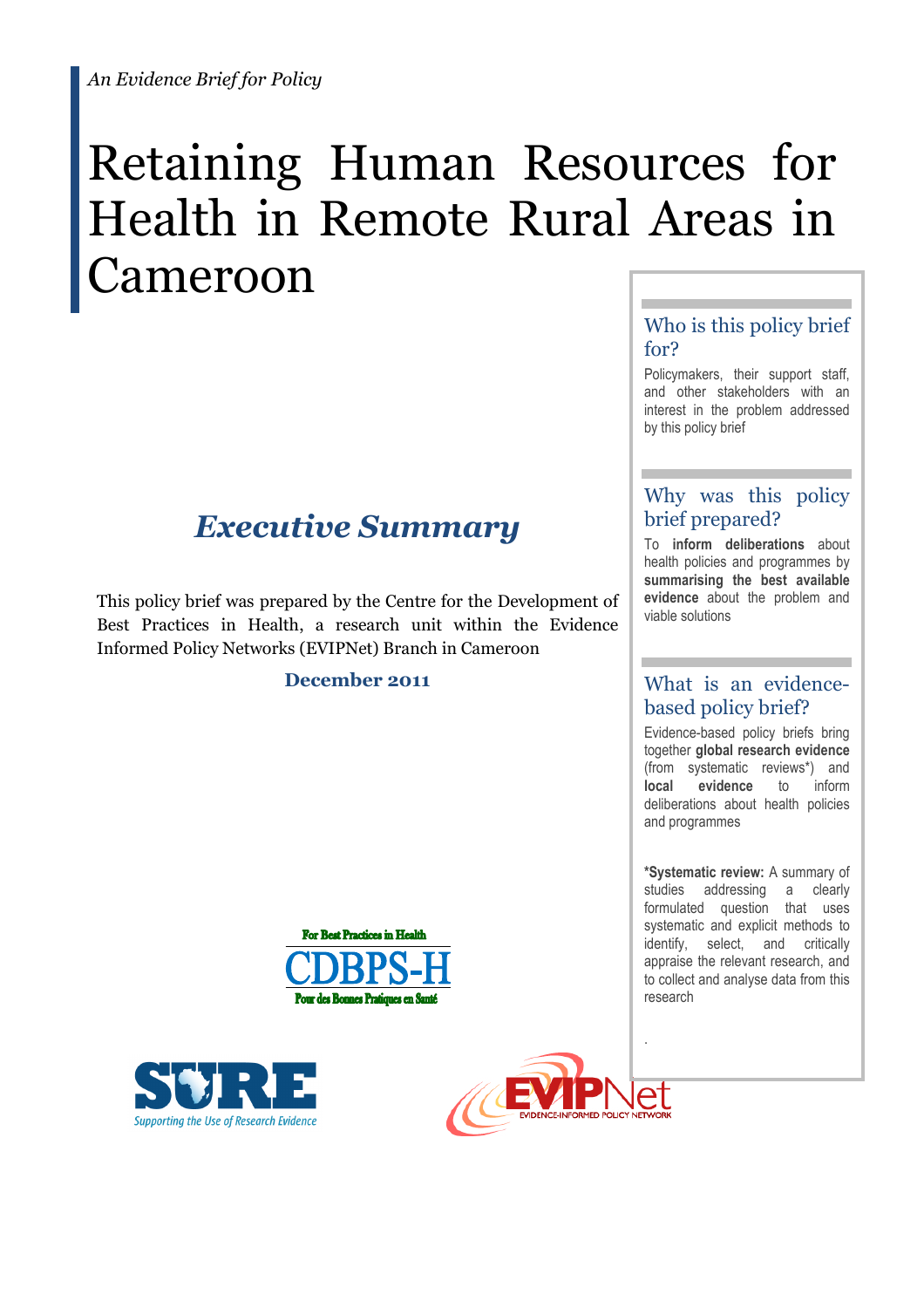*An Evidence Brief for Policy*

# Retaining Human Resources for Health in Remote Rural Areas in Cameroon

## *Executive Summary*

This policy brief was prepared by the Centre for the Development of Best Practices in Health, a research unit within the Evidence Informed Policy Networks (EVIPNet) Branch in Cameroon

**December 2011**

### Who is this policy brief for?

Policymakers, their support staff, and other stakeholders with an interest in the problem addressed by this policy brief

### Why was this policy brief prepared?

To **inform deliberations** about health policies and programmes by **summarising the best available evidence** about the problem and viable solutions

### What is an evidence-based policy brief?

Evidence-based policy briefs bring together **global research evidence** (from systematic reviews*) and **local evidence** to inform deliberations about health policies and programmes

***Systematic review:** A summary of studies addressing a clearly formulated question that uses systematic and explicit methods to identify, select, and critically appraise the relevant research, and to collect and analyse data from this research

For Best Practices in Health
CDBPS-H
Pour des Bonnes Pratiques en Santé

SURE
Supporting the Use of Research Evidence

EVIPNet
EVIDENCE-INFORMED POLICY NETWORK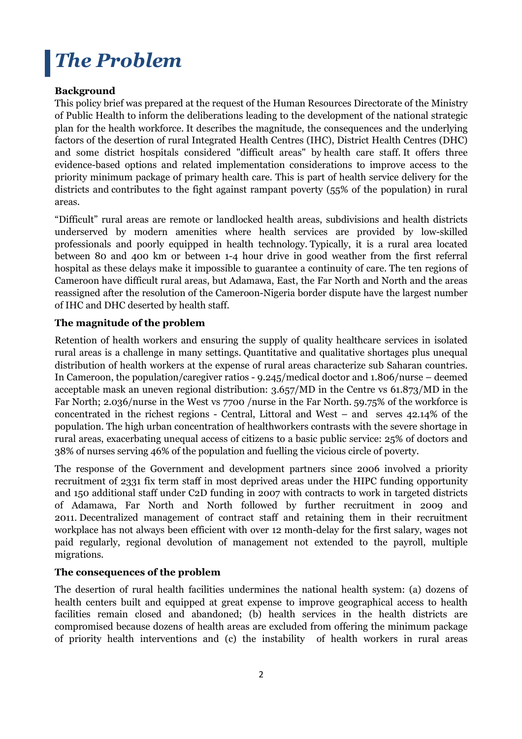# *The Problem*

**Background**

This policy brief was prepared at the request of the Human Resources Directorate of the Ministry of Public Health to inform the deliberations leading to the development of the national strategic plan for the health workforce. It describes the magnitude, the consequences and the underlying factors of the desertion of rural Integrated Health Centres (IHC), District Health Centres (DHC) and some district hospitals considered "difficult areas" by health care staff. It offers three evidence-based options and related implementation considerations to improve access to the priority minimum package of primary health care. This is part of health service delivery for the districts and contributes to the fight against rampant poverty (55% of the population) in rural areas.

"Difficult" rural areas are remote or landlocked health areas, subdivisions and health districts underserved by modern amenities where health services are provided by low-skilled professionals and poorly equipped in health technology. Typically, it is a rural area located between 80 and 400 km or between 1-4 hour drive in good weather from the first referral hospital as these delays make it impossible to guarantee a continuity of care. The ten regions of Cameroon have difficult rural areas, but Adamawa, East, the Far North and North and the areas reassigned after the resolution of the Cameroon-Nigeria border dispute have the largest number of IHC and DHC deserted by health staff.

**The magnitude of the problem**

Retention of health workers and ensuring the supply of quality healthcare services in isolated rural areas is a challenge in many settings. Quantitative and qualitative shortages plus unequal distribution of health workers at the expense of rural areas characterize sub Saharan countries. In Cameroon, the population/caregiver ratios - 9.245/medical doctor and 1.806/nurse – deemed acceptable mask an uneven regional distribution: 3.657/MD in the Centre vs 61.873/MD in the Far North; 2.036/nurse in the West vs 7700 /nurse in the Far North. 59.75% of the workforce is concentrated in the richest regions - Central, Littoral and West – and serves 42.14% of the population. The high urban concentration of healthworkers contrasts with the severe shortage in rural areas, exacerbating unequal access of citizens to a basic public service: 25% of doctors and 38% of nurses serving 46% of the population and fuelling the vicious circle of poverty.

The response of the Government and development partners since 2006 involved a priority recruitment of 2331 fix term staff in most deprived areas under the HIPC funding opportunity and 150 additional staff under C2D funding in 2007 with contracts to work in targeted districts of Adamawa, Far North and North followed by further recruitment in 2009 and 2011. Decentralized management of contract staff and retaining them in their recruitment workplace has not always been efficient with over 12 month-delay for the first salary, wages not paid regularly, regional devolution of management not extended to the payroll, multiple migrations.

**The consequences of the problem**

The desertion of rural health facilities undermines the national health system: (a) dozens of health centers built and equipped at great expense to improve geographical access to health facilities remain closed and abandoned; (b) health services in the health districts are compromised because dozens of health areas are excluded from offering the minimum package of priority health interventions and (c) the instability of health workers in rural areas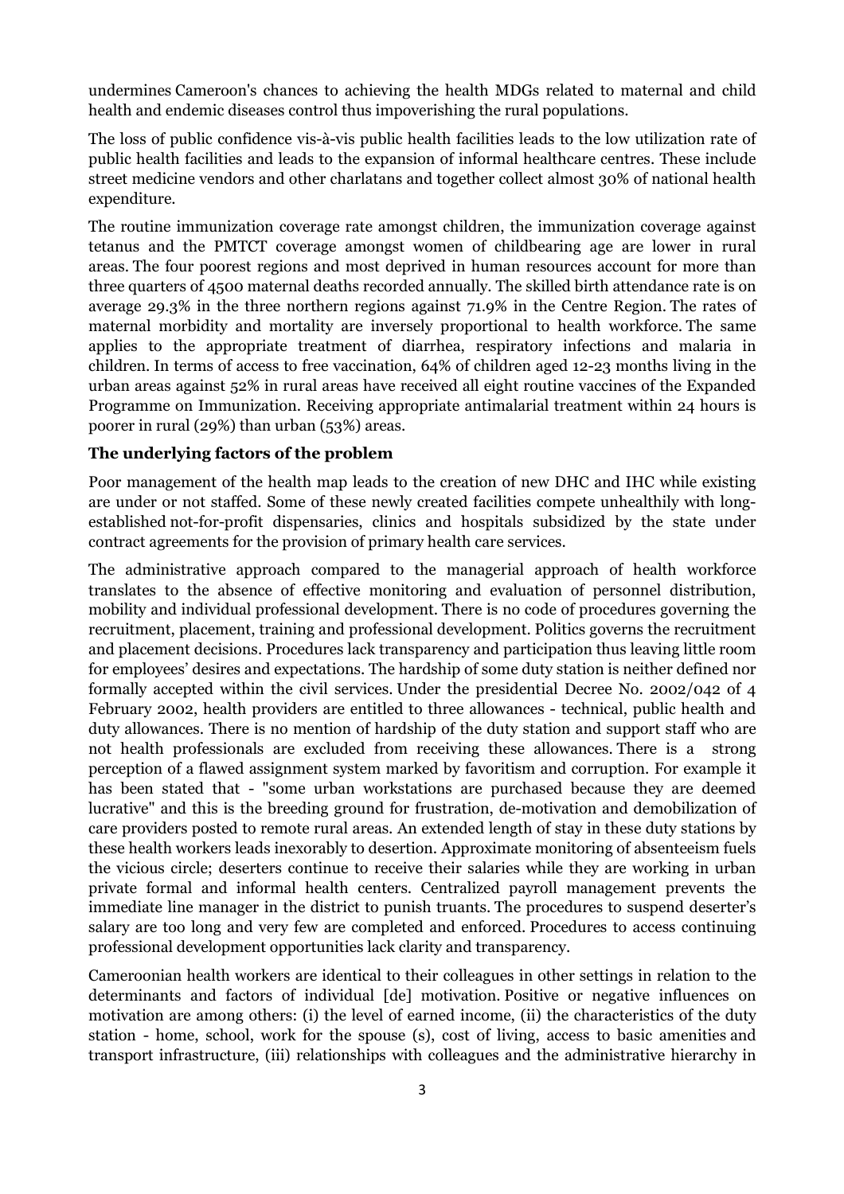undermines Cameroon's chances to achieving the health MDGs related to maternal and child health and endemic diseases control thus impoverishing the rural populations.

The loss of public confidence vis-à-vis public health facilities leads to the low utilization rate of public health facilities and leads to the expansion of informal healthcare centres. These include street medicine vendors and other charlatans and together collect almost 30% of national health expenditure.

The routine immunization coverage rate amongst children, the immunization coverage against tetanus and the PMTCT coverage amongst women of childbearing age are lower in rural areas. The four poorest regions and most deprived in human resources account for more than three quarters of 4500 maternal deaths recorded annually. The skilled birth attendance rate is on average 29.3% in the three northern regions against 71.9% in the Centre Region. The rates of maternal morbidity and mortality are inversely proportional to health workforce. The same applies to the appropriate treatment of diarrhea, respiratory infections and malaria in children. In terms of access to free vaccination, 64% of children aged 12-23 months living in the urban areas against 52% in rural areas have received all eight routine vaccines of the Expanded Programme on Immunization. Receiving appropriate antimalarial treatment within 24 hours is poorer in rural (29%) than urban (53%) areas.

**The underlying factors of the problem**

Poor management of the health map leads to the creation of new DHC and IHC while existing are under or not staffed. Some of these newly created facilities compete unhealthily with long-established not-for-profit dispensaries, clinics and hospitals subsidized by the state under contract agreements for the provision of primary health care services.

The administrative approach compared to the managerial approach of health workforce translates to the absence of effective monitoring and evaluation of personnel distribution, mobility and individual professional development. There is no code of procedures governing the recruitment, placement, training and professional development. Politics governs the recruitment and placement decisions. Procedures lack transparency and participation thus leaving little room for employees' desires and expectations. The hardship of some duty station is neither defined nor formally accepted within the civil services. Under the presidential Decree No. 2002/042 of 4 February 2002, health providers are entitled to three allowances - technical, public health and duty allowances. There is no mention of hardship of the duty station and support staff who are not health professionals are excluded from receiving these allowances. There is a strong perception of a flawed assignment system marked by favoritism and corruption. For example it has been stated that - "some urban workstations are purchased because they are deemed lucrative" and this is the breeding ground for frustration, de-motivation and demobilization of care providers posted to remote rural areas. An extended length of stay in these duty stations by these health workers leads inexorably to desertion. Approximate monitoring of absenteeism fuels the vicious circle; deserters continue to receive their salaries while they are working in urban private formal and informal health centers. Centralized payroll management prevents the immediate line manager in the district to punish truants. The procedures to suspend deserter's salary are too long and very few are completed and enforced. Procedures to access continuing professional development opportunities lack clarity and transparency.

Cameroonian health workers are identical to their colleagues in other settings in relation to the determinants and factors of individual [de] motivation. Positive or negative influences on motivation are among others: (i) the level of earned income, (ii) the characteristics of the duty station - home, school, work for the spouse (s), cost of living, access to basic amenities and transport infrastructure, (iii) relationships with colleagues and the administrative hierarchy in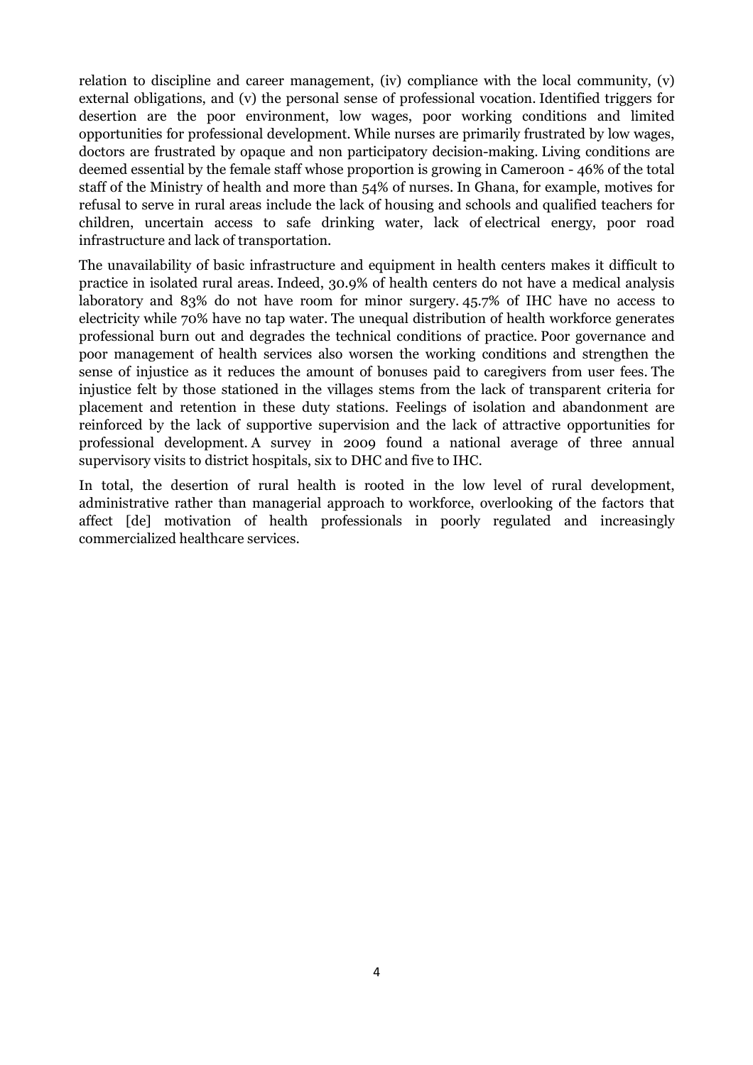relation to discipline and career management, (iv) compliance with the local community, (v) external obligations, and (v) the personal sense of professional vocation. Identified triggers for desertion are the poor environment, low wages, poor working conditions and limited opportunities for professional development. While nurses are primarily frustrated by low wages, doctors are frustrated by opaque and non participatory decision-making. Living conditions are deemed essential by the female staff whose proportion is growing in Cameroon - 46% of the total staff of the Ministry of health and more than 54% of nurses. In Ghana, for example, motives for refusal to serve in rural areas include the lack of housing and schools and qualified teachers for children, uncertain access to safe drinking water, lack of electrical energy, poor road infrastructure and lack of transportation.

The unavailability of basic infrastructure and equipment in health centers makes it difficult to practice in isolated rural areas. Indeed, 30.9% of health centers do not have a medical analysis laboratory and 83% do not have room for minor surgery. 45.7% of IHC have no access to electricity while 70% have no tap water. The unequal distribution of health workforce generates professional burn out and degrades the technical conditions of practice. Poor governance and poor management of health services also worsen the working conditions and strengthen the sense of injustice as it reduces the amount of bonuses paid to caregivers from user fees. The injustice felt by those stationed in the villages stems from the lack of transparent criteria for placement and retention in these duty stations. Feelings of isolation and abandonment are reinforced by the lack of supportive supervision and the lack of attractive opportunities for professional development. A survey in 2009 found a national average of three annual supervisory visits to district hospitals, six to DHC and five to IHC.

In total, the desertion of rural health is rooted in the low level of rural development, administrative rather than managerial approach to workforce, overlooking of the factors that affect [de] motivation of health professionals in poorly regulated and increasingly commercialized healthcare services.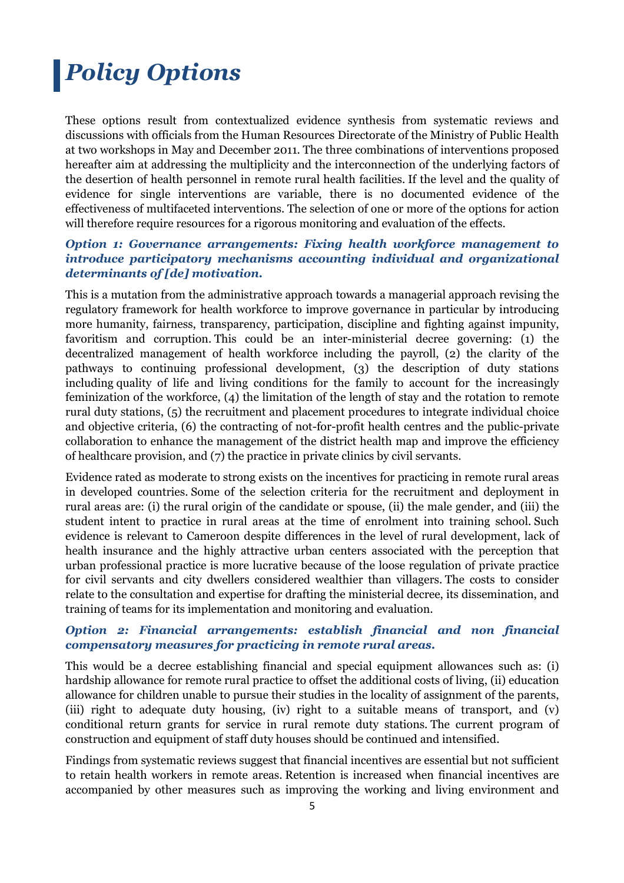# *Policy Options*

These options result from contextualized evidence synthesis from systematic reviews and discussions with officials from the Human Resources Directorate of the Ministry of Public Health at two workshops in May and December 2011. The three combinations of interventions proposed hereafter aim at addressing the multiplicity and the interconnection of the underlying factors of the desertion of health personnel in remote rural health facilities. If the level and the quality of evidence for single interventions are variable, there is no documented evidence of the effectiveness of multifaceted interventions. The selection of one or more of the options for action will therefore require resources for a rigorous monitoring and evaluation of the effects.

### *Option 1: Governance arrangements: Fixing health workforce management to introduce participatory mechanisms accounting individual and organizational determinants of [de] motivation.*

This is a mutation from the administrative approach towards a managerial approach revising the regulatory framework for health workforce to improve governance in particular by introducing more humanity, fairness, transparency, participation, discipline and fighting against impunity, favoritism and corruption. This could be an inter-ministerial decree governing: (1) the decentralized management of health workforce including the payroll, (2) the clarity of the pathways to continuing professional development, (3) the description of duty stations including quality of life and living conditions for the family to account for the increasingly feminization of the workforce, (4) the limitation of the length of stay and the rotation to remote rural duty stations, (5) the recruitment and placement procedures to integrate individual choice and objective criteria, (6) the contracting of not-for-profit health centres and the public-private collaboration to enhance the management of the district health map and improve the efficiency of healthcare provision, and (7) the practice in private clinics by civil servants.

Evidence rated as moderate to strong exists on the incentives for practicing in remote rural areas in developed countries. Some of the selection criteria for the recruitment and deployment in rural areas are: (i) the rural origin of the candidate or spouse, (ii) the male gender, and (iii) the student intent to practice in rural areas at the time of enrolment into training school. Such evidence is relevant to Cameroon despite differences in the level of rural development, lack of health insurance and the highly attractive urban centers associated with the perception that urban professional practice is more lucrative because of the loose regulation of private practice for civil servants and city dwellers considered wealthier than villagers. The costs to consider relate to the consultation and expertise for drafting the ministerial decree, its dissemination, and training of teams for its implementation and monitoring and evaluation.

### *Option 2: Financial arrangements: establish financial and non financial compensatory measures for practicing in remote rural areas.*

This would be a decree establishing financial and special equipment allowances such as: (i) hardship allowance for remote rural practice to offset the additional costs of living, (ii) education allowance for children unable to pursue their studies in the locality of assignment of the parents, (iii) right to adequate duty housing, (iv) right to a suitable means of transport, and (v) conditional return grants for service in rural remote duty stations. The current program of construction and equipment of staff duty houses should be continued and intensified.

Findings from systematic reviews suggest that financial incentives are essential but not sufficient to retain health workers in remote areas. Retention is increased when financial incentives are accompanied by other measures such as improving the working and living environment and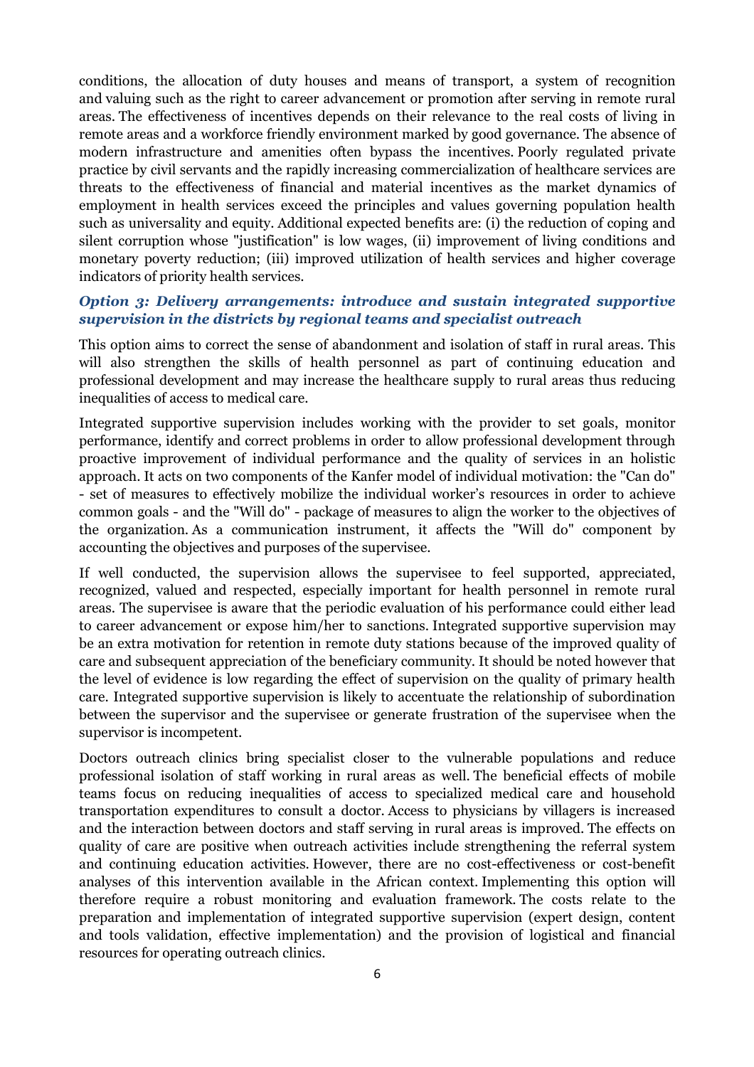conditions, the allocation of duty houses and means of transport, a system of recognition and valuing such as the right to career advancement or promotion after serving in remote rural areas. The effectiveness of incentives depends on their relevance to the real costs of living in remote areas and a workforce friendly environment marked by good governance. The absence of modern infrastructure and amenities often bypass the incentives. Poorly regulated private practice by civil servants and the rapidly increasing commercialization of healthcare services are threats to the effectiveness of financial and material incentives as the market dynamics of employment in health services exceed the principles and values governing population health such as universality and equity. Additional expected benefits are: (i) the reduction of coping and silent corruption whose "justification" is low wages, (ii) improvement of living conditions and monetary poverty reduction; (iii) improved utilization of health services and higher coverage indicators of priority health services.

### *Option 3: Delivery arrangements: introduce and sustain integrated supportive supervision in the districts by regional teams and specialist outreach*

This option aims to correct the sense of abandonment and isolation of staff in rural areas. This will also strengthen the skills of health personnel as part of continuing education and professional development and may increase the healthcare supply to rural areas thus reducing inequalities of access to medical care.

Integrated supportive supervision includes working with the provider to set goals, monitor performance, identify and correct problems in order to allow professional development through proactive improvement of individual performance and the quality of services in an holistic approach. It acts on two components of the Kanfer model of individual motivation: the "Can do" - set of measures to effectively mobilize the individual worker's resources in order to achieve common goals - and the "Will do" - package of measures to align the worker to the objectives of the organization. As a communication instrument, it affects the "Will do" component by accounting the objectives and purposes of the supervisee.

If well conducted, the supervision allows the supervisee to feel supported, appreciated, recognized, valued and respected, especially important for health personnel in remote rural areas. The supervisee is aware that the periodic evaluation of his performance could either lead to career advancement or expose him/her to sanctions. Integrated supportive supervision may be an extra motivation for retention in remote duty stations because of the improved quality of care and subsequent appreciation of the beneficiary community. It should be noted however that the level of evidence is low regarding the effect of supervision on the quality of primary health care. Integrated supportive supervision is likely to accentuate the relationship of subordination between the supervisor and the supervisee or generate frustration of the supervisee when the supervisor is incompetent.

Doctors outreach clinics bring specialist closer to the vulnerable populations and reduce professional isolation of staff working in rural areas as well. The beneficial effects of mobile teams focus on reducing inequalities of access to specialized medical care and household transportation expenditures to consult a doctor. Access to physicians by villagers is increased and the interaction between doctors and staff serving in rural areas is improved. The effects on quality of care are positive when outreach activities include strengthening the referral system and continuing education activities. However, there are no cost-effectiveness or cost-benefit analyses of this intervention available in the African context. Implementing this option will therefore require a robust monitoring and evaluation framework. The costs relate to the preparation and implementation of integrated supportive supervision (expert design, content and tools validation, effective implementation) and the provision of logistical and financial resources for operating outreach clinics.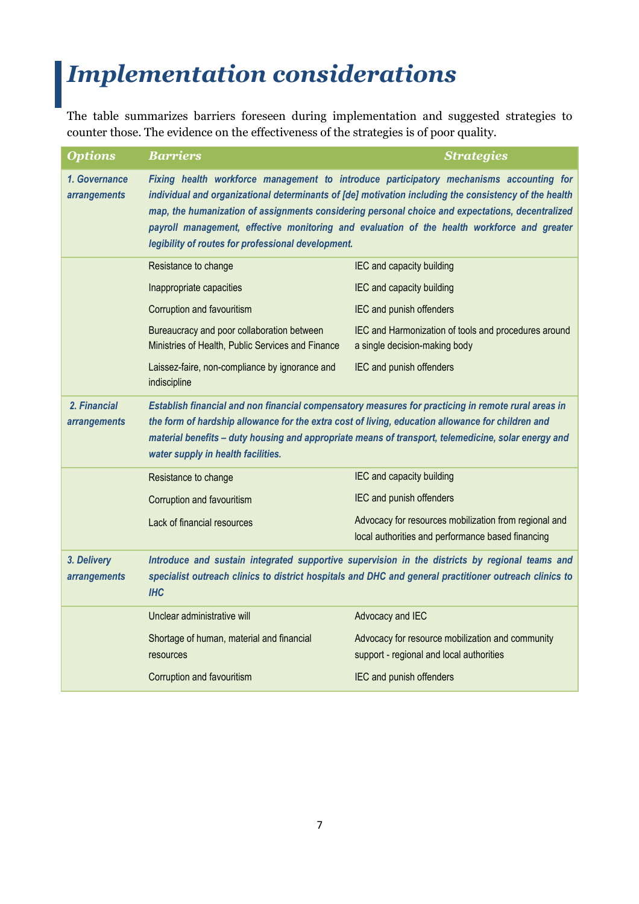# *Implementation considerations*

The table summarizes barriers foreseen during implementation and suggested strategies to counter those. The evidence on the effectiveness of the strategies is of poor quality.

| *Options* | *Barriers* | *Strategies* |
|---|---|---|
| *1. Governance arrangements* | ***Fixing health workforce management to introduce participatory mechanisms accounting for individual and organizational determinants of [de] motivation including the consistency of the health map, the humanization of assignments considering personal choice and expectations, decentralized payroll management, effective monitoring and evaluation of the health workforce and greater legibility of routes for professional development.*** | |
| | Resistance to change | IEC and capacity building |
| | Inappropriate capacities | IEC and capacity building |
| | Corruption and favouritism | IEC and punish offenders |
| | Bureaucracy and poor collaboration between Ministries of Health, Public Services and Finance | IEC and Harmonization of tools and procedures around a single decision-making body |
| | Laissez-faire, non-compliance by ignorance and indiscipline | IEC and punish offenders |
| *2. Financial arrangements* | ***Establish financial and non financial compensatory measures for practicing in remote rural areas in the form of hardship allowance for the extra cost of living, education allowance for children and material benefits – duty housing and appropriate means of transport, telemedicine, solar energy and water supply in health facilities.*** | |
| | Resistance to change | IEC and capacity building |
| | Corruption and favouritism | IEC and punish offenders |
| | Lack of financial resources | Advocacy for resources mobilization from regional and local authorities and performance based financing |
| *3. Delivery arrangements* | ***Introduce and sustain integrated supportive supervision in the districts by regional teams and specialist outreach clinics to district hospitals and DHC and general practitioner outreach clinics to IHC*** | |
| | Unclear administrative will | Advocacy and IEC |
| | Shortage of human, material and financial resources | Advocacy for resource mobilization and community support - regional and local authorities |
| | Corruption and favouritism | IEC and punish offenders |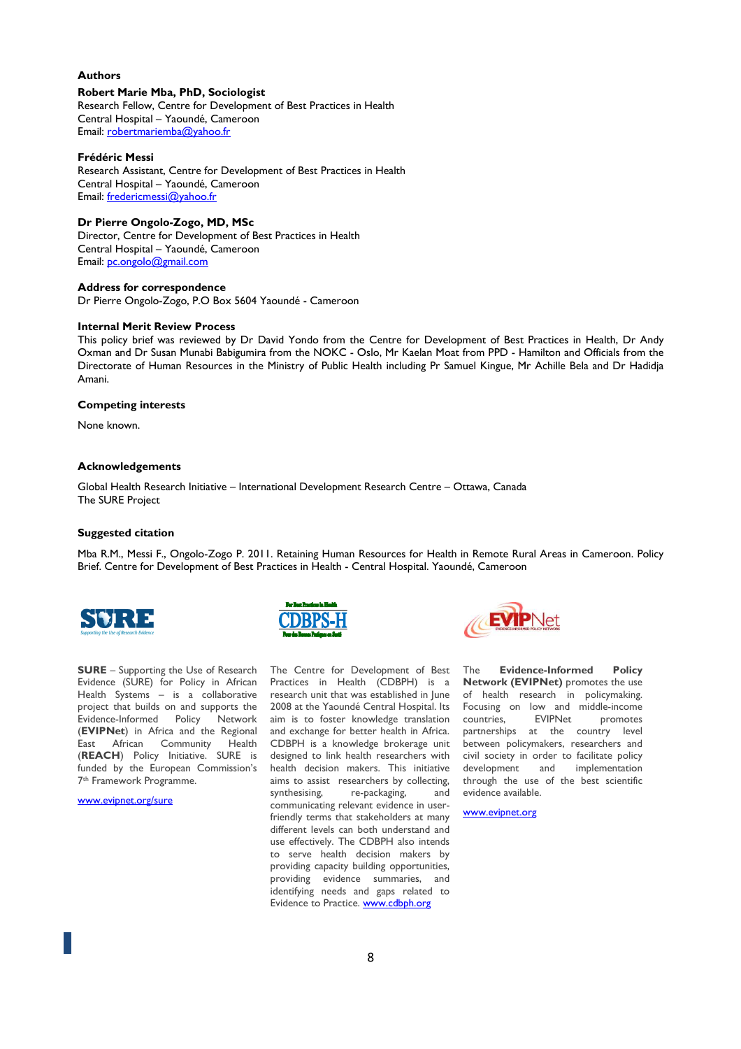### Authors

**Robert Marie Mba, PhD, Sociologist**
Research Fellow, Centre for Development of Best Practices in Health
Central Hospital – Yaoundé, Cameroon
Email: robertmariemba@yahoo.fr

**Frédéric Messi**
Research Assistant, Centre for Development of Best Practices in Health
Central Hospital – Yaoundé, Cameroon
Email: fredericmessi@yahoo.fr

**Dr Pierre Ongolo-Zogo, MD, MSc**
Director, Centre for Development of Best Practices in Health
Central Hospital – Yaoundé, Cameroon
Email: pc.ongolo@gmail.com

### Address for correspondence

Dr Pierre Ongolo-Zogo, P.O Box 5604 Yaoundé - Cameroon

### Internal Merit Review Process

This policy brief was reviewed by Dr David Yondo from the Centre for Development of Best Practices in Health, Dr Andy Oxman and Dr Susan Munabi Babigumira from the NOKC - Oslo, Mr Kaelan Moat from PPD - Hamilton and Officials from the Directorate of Human Resources in the Ministry of Public Health including Pr Samuel Kingue, Mr Achille Bela and Dr Hadidja Amani.

### Competing interests

None known.

### Acknowledgements

Global Health Research Initiative – International Development Research Centre – Ottawa, Canada
The SURE Project

### Suggested citation

Mba R.M., Messi F., Ongolo-Zogo P. 2011. Retaining Human Resources for Health in Remote Rural Areas in Cameroon. Policy Brief. Centre for Development of Best Practices in Health - Central Hospital. Yaoundé, Cameroon

**SURE** – Supporting the Use of Research Evidence (SURE) for Policy in African Health Systems – is a collaborative project that builds on and supports the Evidence-Informed Policy Network (**EVIPNet**) in Africa and the Regional East African Community Health (**REACH**) Policy Initiative. SURE is funded by the European Commission's 7th Framework Programme.

www.evipnet.org/sure

The Centre for Development of Best Practices in Health (CDBPH) is a research unit that was established in June 2008 at the Yaoundé Central Hospital. Its aim is to foster knowledge translation and exchange for better health in Africa. CDBPH is a knowledge brokerage unit designed to link health researchers with health decision makers. This initiative aims to assist researchers by collecting, synthesising, re-packaging, and communicating relevant evidence in user-friendly terms that stakeholders at many different levels can both understand and use effectively. The CDBPH also intends to serve health decision makers by providing capacity building opportunities, providing evidence summaries, and identifying needs and gaps related to Evidence to Practice. www.cdbph.org

The **Evidence-Informed Policy Network (EVIPNet)** promotes the use of health research in policymaking. Focusing on low and middle-income countries, EVIPNet promotes partnerships at the country level between policymakers, researchers and civil society in order to facilitate policy development and implementation through the use of the best scientific evidence available.

www.evipnet.org